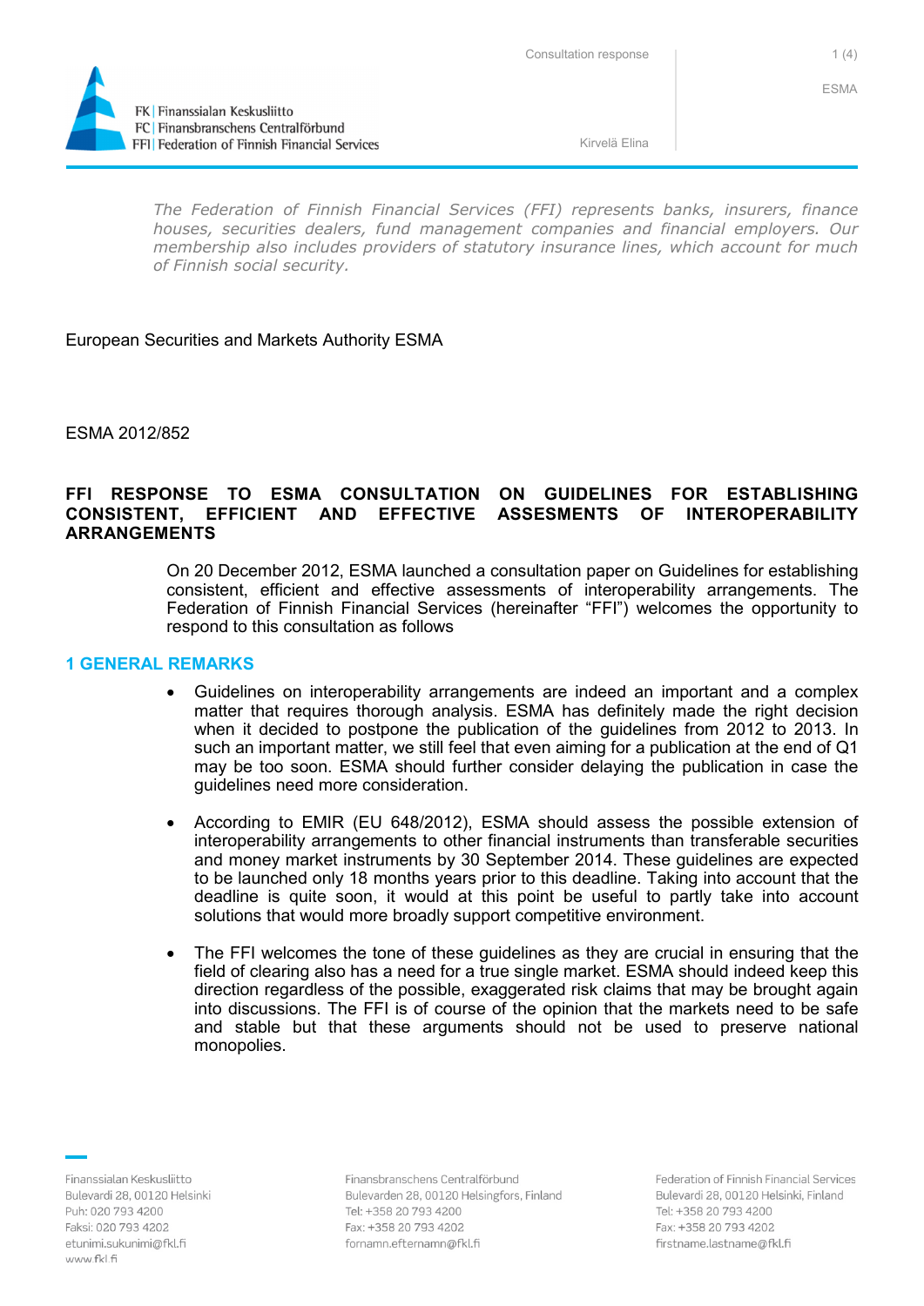FK | Finanssialan Keskusliitto
FC | Finansbranschens Centralförbund
FFI | Federation of Finnish Financial Services

Consultation response

ESMA

Kirvelä Elina

*The Federation of Finnish Financial Services (FFI) represents banks, insurers, finance houses, securities dealers, fund management companies and financial employers. Our membership also includes providers of statutory insurance lines, which account for much of Finnish social security.*

European Securities and Markets Authority ESMA

ESMA 2012/852

**FFI RESPONSE TO ESMA CONSULTATION ON GUIDELINES FOR ESTABLISHING CONSISTENT, EFFICIENT AND EFFECTIVE ASSESMENTS OF INTEROPERABILITY ARRANGEMENTS**

On 20 December 2012, ESMA launched a consultation paper on Guidelines for establishing consistent, efficient and effective assessments of interoperability arrangements. The Federation of Finnish Financial Services (hereinafter "FFI") welcomes the opportunity to respond to this consultation as follows

## 1 GENERAL REMARKS

- Guidelines on interoperability arrangements are indeed an important and a complex matter that requires thorough analysis. ESMA has definitely made the right decision when it decided to postpone the publication of the guidelines from 2012 to 2013. In such an important matter, we still feel that even aiming for a publication at the end of Q1 may be too soon. ESMA should further consider delaying the publication in case the guidelines need more consideration.

- According to EMIR (EU 648/2012), ESMA should assess the possible extension of interoperability arrangements to other financial instruments than transferable securities and money market instruments by 30 September 2014. These guidelines are expected to be launched only 18 months years prior to this deadline. Taking into account that the deadline is quite soon, it would at this point be useful to partly take into account solutions that would more broadly support competitive environment.

- The FFI welcomes the tone of these guidelines as they are crucial in ensuring that the field of clearing also has a need for a true single market. ESMA should indeed keep this direction regardless of the possible, exaggerated risk claims that may be brought again into discussions. The FFI is of course of the opinion that the markets need to be safe and stable but that these arguments should not be used to preserve national monopolies.

Finanssialan Keskusliitto
Bulevardi 28, 00120 Helsinki
Puh: 020 793 4200
Faksi: 020 793 4202
etunimi.sukunimi@fkl.fi
www.fkl.fi

Finansbranschens Centralförbund
Bulevarden 28, 00120 Helsingfors, Finland
Tel: +358 20 793 4200
Fax: +358 20 793 4202
fornamn.efternamn@fkl.fi

Federation of Finnish Financial Services
Bulevardi 28, 00120 Helsinki, Finland
Tel: +358 20 793 4200
Fax: +358 20 793 4202
firstname.lastname@fkl.fi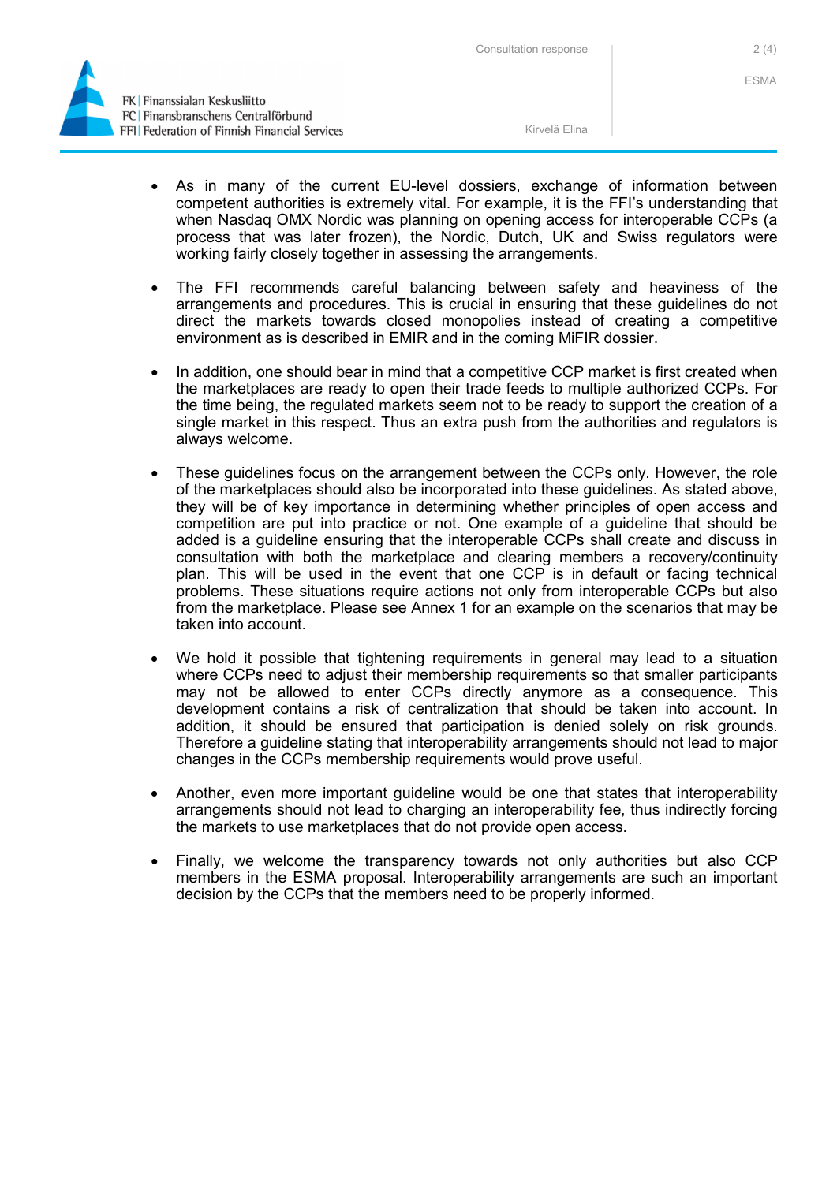- As in many of the current EU-level dossiers, exchange of information between competent authorities is extremely vital. For example, it is the FFI's understanding that when Nasdaq OMX Nordic was planning on opening access for interoperable CCPs (a process that was later frozen), the Nordic, Dutch, UK and Swiss regulators were working fairly closely together in assessing the arrangements.

- The FFI recommends careful balancing between safety and heaviness of the arrangements and procedures. This is crucial in ensuring that these guidelines do not direct the markets towards closed monopolies instead of creating a competitive environment as is described in EMIR and in the coming MiFIR dossier.

- In addition, one should bear in mind that a competitive CCP market is first created when the marketplaces are ready to open their trade feeds to multiple authorized CCPs. For the time being, the regulated markets seem not to be ready to support the creation of a single market in this respect. Thus an extra push from the authorities and regulators is always welcome.

- These guidelines focus on the arrangement between the CCPs only. However, the role of the marketplaces should also be incorporated into these guidelines. As stated above, they will be of key importance in determining whether principles of open access and competition are put into practice or not. One example of a guideline that should be added is a guideline ensuring that the interoperable CCPs shall create and discuss in consultation with both the marketplace and clearing members a recovery/continuity plan. This will be used in the event that one CCP is in default or facing technical problems. These situations require actions not only from interoperable CCPs but also from the marketplace. Please see Annex 1 for an example on the scenarios that may be taken into account.

- We hold it possible that tightening requirements in general may lead to a situation where CCPs need to adjust their membership requirements so that smaller participants may not be allowed to enter CCPs directly anymore as a consequence. This development contains a risk of centralization that should be taken into account. In addition, it should be ensured that participation is denied solely on risk grounds. Therefore a guideline stating that interoperability arrangements should not lead to major changes in the CCPs membership requirements would prove useful.

- Another, even more important guideline would be one that states that interoperability arrangements should not lead to charging an interoperability fee, thus indirectly forcing the markets to use marketplaces that do not provide open access.

- Finally, we welcome the transparency towards not only authorities but also CCP members in the ESMA proposal. Interoperability arrangements are such an important decision by the CCPs that the members need to be properly informed.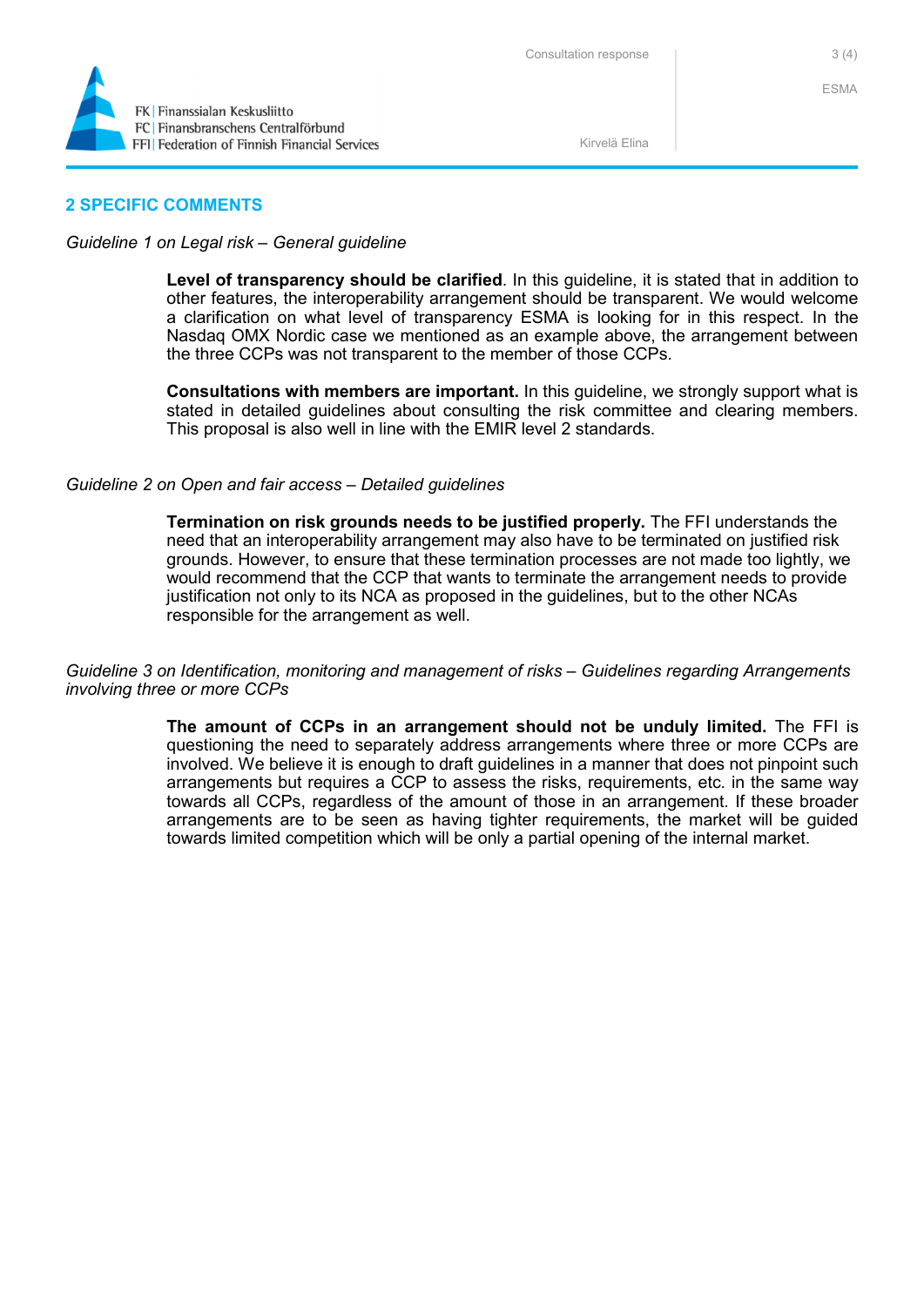## 2 SPECIFIC COMMENTS

*Guideline 1 on Legal risk – General guideline*

**Level of transparency should be clarified**. In this guideline, it is stated that in addition to other features, the interoperability arrangement should be transparent. We would welcome a clarification on what level of transparency ESMA is looking for in this respect. In the Nasdaq OMX Nordic case we mentioned as an example above, the arrangement between the three CCPs was not transparent to the member of those CCPs.

**Consultations with members are important.** In this guideline, we strongly support what is stated in detailed guidelines about consulting the risk committee and clearing members. This proposal is also well in line with the EMIR level 2 standards.

*Guideline 2 on Open and fair access – Detailed guidelines*

**Termination on risk grounds needs to be justified properly.** The FFI understands the need that an interoperability arrangement may also have to be terminated on justified risk grounds. However, to ensure that these termination processes are not made too lightly, we would recommend that the CCP that wants to terminate the arrangement needs to provide justification not only to its NCA as proposed in the guidelines, but to the other NCAs responsible for the arrangement as well.

*Guideline 3 on Identification, monitoring and management of risks – Guidelines regarding Arrangements involving three or more CCPs*

**The amount of CCPs in an arrangement should not be unduly limited.** The FFI is questioning the need to separately address arrangements where three or more CCPs are involved. We believe it is enough to draft guidelines in a manner that does not pinpoint such arrangements but requires a CCP to assess the risks, requirements, etc. in the same way towards all CCPs, regardless of the amount of those in an arrangement. If these broader arrangements are to be seen as having tighter requirements, the market will be guided towards limited competition which will be only a partial opening of the internal market.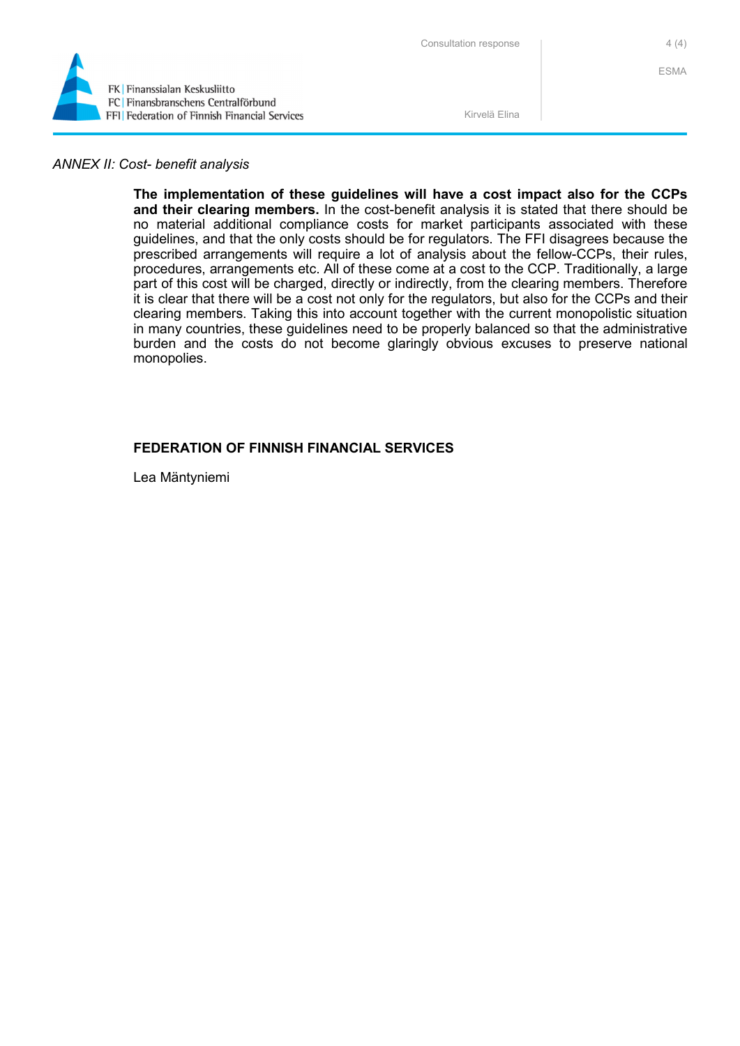*ANNEX II: Cost- benefit analysis*

**The implementation of these guidelines will have a cost impact also for the CCPs and their clearing members.** In the cost-benefit analysis it is stated that there should be no material additional compliance costs for market participants associated with these guidelines, and that the only costs should be for regulators. The FFI disagrees because the prescribed arrangements will require a lot of analysis about the fellow-CCPs, their rules, procedures, arrangements etc. All of these come at a cost to the CCP. Traditionally, a large part of this cost will be charged, directly or indirectly, from the clearing members. Therefore it is clear that there will be a cost not only for the regulators, but also for the CCPs and their clearing members. Taking this into account together with the current monopolistic situation in many countries, these guidelines need to be properly balanced so that the administrative burden and the costs do not become glaringly obvious excuses to preserve national monopolies.

**FEDERATION OF FINNISH FINANCIAL SERVICES**

Lea Mäntyniemi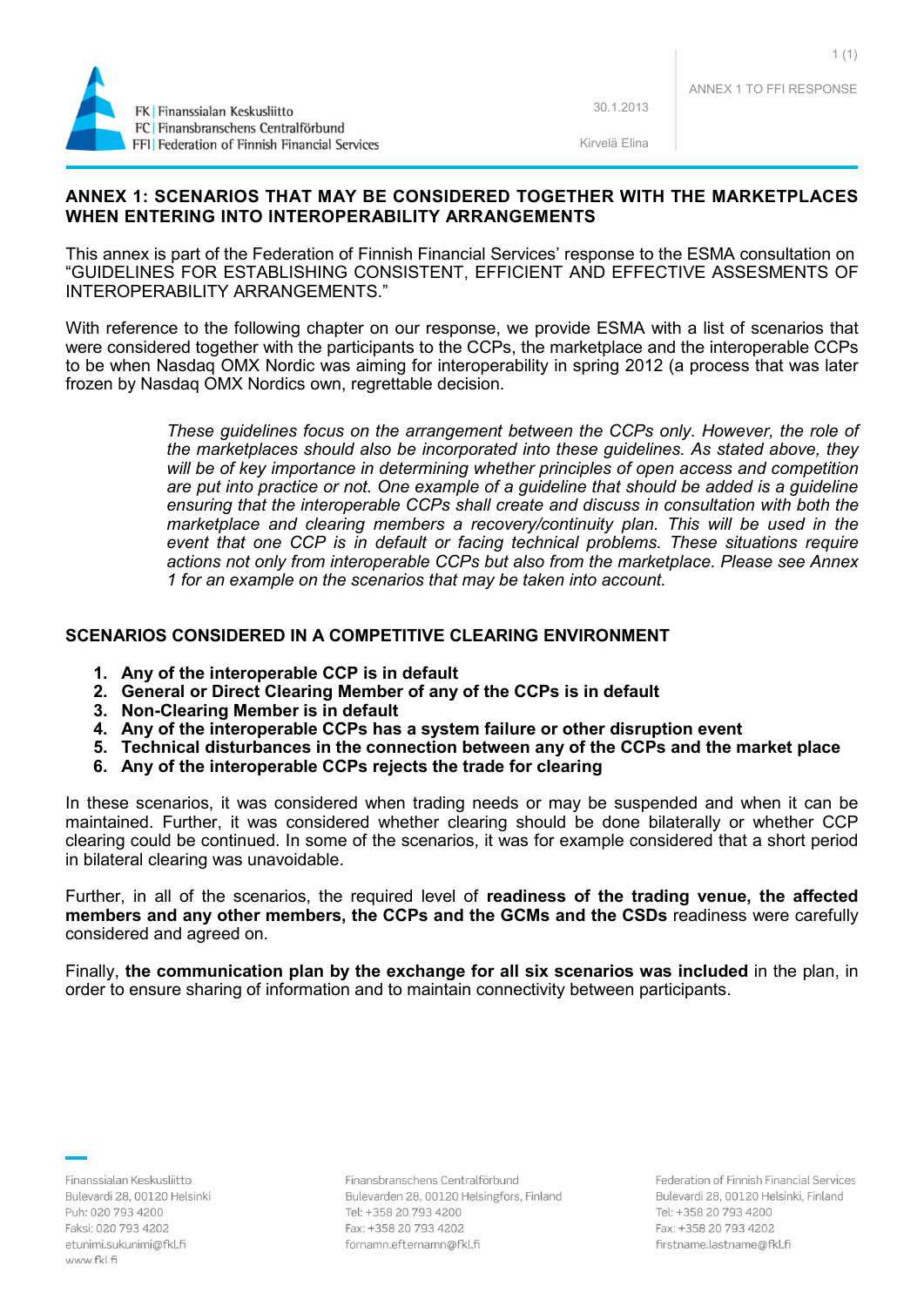ANNEX 1 TO FFI RESPONSE

30.1.2013

Kirvelä Elina

## ANNEX 1: SCENARIOS THAT MAY BE CONSIDERED TOGETHER WITH THE MARKETPLACES WHEN ENTERING INTO INTEROPERABILITY ARRANGEMENTS

This annex is part of the Federation of Finnish Financial Services' response to the ESMA consultation on "GUIDELINES FOR ESTABLISHING CONSISTENT, EFFICIENT AND EFFECTIVE ASSESMENTS OF INTEROPERABILITY ARRANGEMENTS."

With reference to the following chapter on our response, we provide ESMA with a list of scenarios that were considered together with the participants to the CCPs, the marketplace and the interoperable CCPs to be when Nasdaq OMX Nordic was aiming for interoperability in spring 2012 (a process that was later frozen by Nasdaq OMX Nordics own, regrettable decision.

> *These guidelines focus on the arrangement between the CCPs only. However, the role of the marketplaces should also be incorporated into these guidelines. As stated above, they will be of key importance in determining whether principles of open access and competition are put into practice or not. One example of a guideline that should be added is a guideline ensuring that the interoperable CCPs shall create and discuss in consultation with both the marketplace and clearing members a recovery/continuity plan. This will be used in the event that one CCP is in default or facing technical problems. These situations require actions not only from interoperable CCPs but also from the marketplace. Please see Annex 1 for an example on the scenarios that may be taken into account.*

### SCENARIOS CONSIDERED IN A COMPETITIVE CLEARING ENVIRONMENT

1. **Any of the interoperable CCP is in default**
2. **General or Direct Clearing Member of any of the CCPs is in default**
3. **Non-Clearing Member is in default**
4. **Any of the interoperable CCPs has a system failure or other disruption event**
5. **Technical disturbances in the connection between any of the CCPs and the market place**
6. **Any of the interoperable CCPs rejects the trade for clearing**

In these scenarios, it was considered when trading needs or may be suspended and when it can be maintained. Further, it was considered whether clearing should be done bilaterally or whether CCP clearing could be continued. In some of the scenarios, it was for example considered that a short period in bilateral clearing was unavoidable.

Further, in all of the scenarios, the required level of **readiness of the trading venue, the affected members and any other members, the CCPs and the GCMs and the CSDs** readiness were carefully considered and agreed on.

Finally, **the communication plan by the exchange for all six scenarios was included** in the plan, in order to ensure sharing of information and to maintain connectivity between participants.